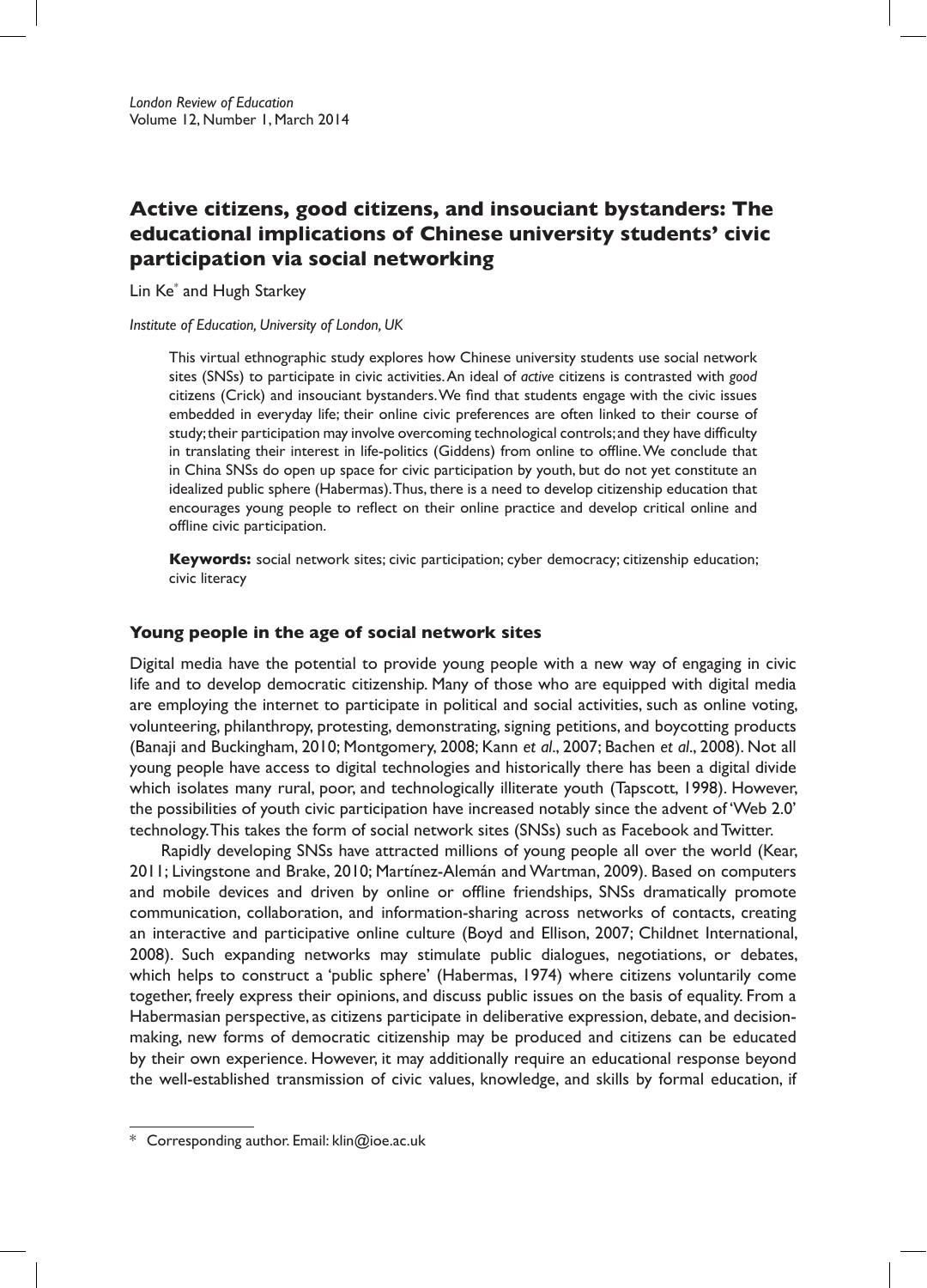*London Review of Education*
Volume 12, Number 1, March 2014

# Active citizens, good citizens, and insouciant bystanders: The educational implications of Chinese university students' civic participation via social networking

Lin Ke* and Hugh Starkey

*Institute of Education, University of London, UK*

This virtual ethnographic study explores how Chinese university students use social network sites (SNSs) to participate in civic activities. An ideal of *active* citizens is contrasted with *good* citizens (Crick) and insouciant bystanders. We find that students engage with the civic issues embedded in everyday life; their online civic preferences are often linked to their course of study; their participation may involve overcoming technological controls; and they have difficulty in translating their interest in life-politics (Giddens) from online to offline. We conclude that in China SNSs do open up space for civic participation by youth, but do not yet constitute an idealized public sphere (Habermas). Thus, there is a need to develop citizenship education that encourages young people to reflect on their online practice and develop critical online and offline civic participation.

**Keywords:** social network sites; civic participation; cyber democracy; citizenship education; civic literacy

## Young people in the age of social network sites

Digital media have the potential to provide young people with a new way of engaging in civic life and to develop democratic citizenship. Many of those who are equipped with digital media are employing the internet to participate in political and social activities, such as online voting, volunteering, philanthropy, protesting, demonstrating, signing petitions, and boycotting products (Banaji and Buckingham, 2010; Montgomery, 2008; Kann *et al*., 2007; Bachen *et al*., 2008). Not all young people have access to digital technologies and historically there has been a digital divide which isolates many rural, poor, and technologically illiterate youth (Tapscott, 1998). However, the possibilities of youth civic participation have increased notably since the advent of 'Web 2.0' technology. This takes the form of social network sites (SNSs) such as Facebook and Twitter.

Rapidly developing SNSs have attracted millions of young people all over the world (Kear, 2011; Livingstone and Brake, 2010; Martínez-Alemán and Wartman, 2009). Based on computers and mobile devices and driven by online or offline friendships, SNSs dramatically promote communication, collaboration, and information-sharing across networks of contacts, creating an interactive and participative online culture (Boyd and Ellison, 2007; Childnet International, 2008). Such expanding networks may stimulate public dialogues, negotiations, or debates, which helps to construct a 'public sphere' (Habermas, 1974) where citizens voluntarily come together, freely express their opinions, and discuss public issues on the basis of equality. From a Habermasian perspective, as citizens participate in deliberative expression, debate, and decision-making, new forms of democratic citizenship may be produced and citizens can be educated by their own experience. However, it may additionally require an educational response beyond the well-established transmission of civic values, knowledge, and skills by formal education, if

\* Corresponding author. Email: klin@ioe.ac.uk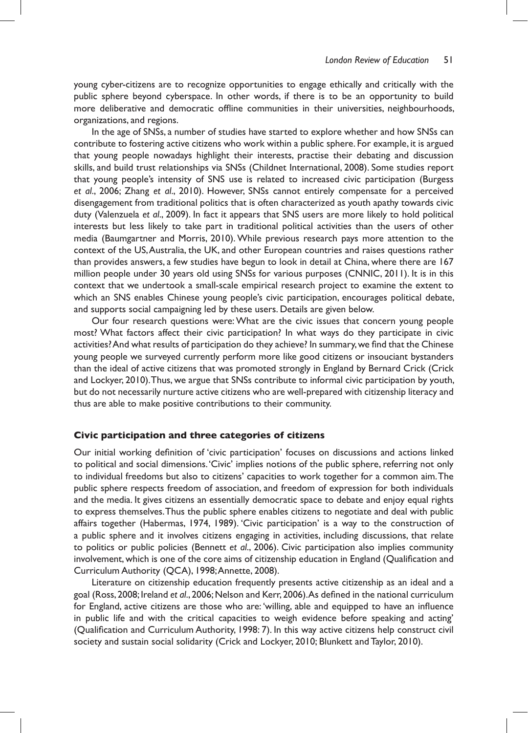young cyber-citizens are to recognize opportunities to engage ethically and critically with the public sphere beyond cyberspace. In other words, if there is to be an opportunity to build more deliberative and democratic offline communities in their universities, neighbourhoods, organizations, and regions.

In the age of SNSs, a number of studies have started to explore whether and how SNSs can contribute to fostering active citizens who work within a public sphere. For example, it is argued that young people nowadays highlight their interests, practise their debating and discussion skills, and build trust relationships via SNSs (Childnet International, 2008). Some studies report that young people's intensity of SNS use is related to increased civic participation (Burgess *et al*., 2006; Zhang *et al*., 2010). However, SNSs cannot entirely compensate for a perceived disengagement from traditional politics that is often characterized as youth apathy towards civic duty (Valenzuela *et al*., 2009). In fact it appears that SNS users are more likely to hold political interests but less likely to take part in traditional political activities than the users of other media (Baumgartner and Morris, 2010). While previous research pays more attention to the context of the US, Australia, the UK, and other European countries and raises questions rather than provides answers, a few studies have begun to look in detail at China, where there are 167 million people under 30 years old using SNSs for various purposes (CNNIC, 2011). It is in this context that we undertook a small-scale empirical research project to examine the extent to which an SNS enables Chinese young people's civic participation, encourages political debate, and supports social campaigning led by these users. Details are given below.

Our four research questions were: What are the civic issues that concern young people most? What factors affect their civic participation? In what ways do they participate in civic activities? And what results of participation do they achieve? In summary, we find that the Chinese young people we surveyed currently perform more like good citizens or insouciant bystanders than the ideal of active citizens that was promoted strongly in England by Bernard Crick (Crick and Lockyer, 2010). Thus, we argue that SNSs contribute to informal civic participation by youth, but do not necessarily nurture active citizens who are well-prepared with citizenship literacy and thus are able to make positive contributions to their community.

## Civic participation and three categories of citizens

Our initial working definition of 'civic participation' focuses on discussions and actions linked to political and social dimensions. 'Civic' implies notions of the public sphere, referring not only to individual freedoms but also to citizens' capacities to work together for a common aim. The public sphere respects freedom of association, and freedom of expression for both individuals and the media. It gives citizens an essentially democratic space to debate and enjoy equal rights to express themselves. Thus the public sphere enables citizens to negotiate and deal with public affairs together (Habermas, 1974, 1989). 'Civic participation' is a way to the construction of a public sphere and it involves citizens engaging in activities, including discussions, that relate to politics or public policies (Bennett *et al*., 2006). Civic participation also implies community involvement, which is one of the core aims of citizenship education in England (Qualification and Curriculum Authority (QCA), 1998; Annette, 2008).

Literature on citizenship education frequently presents active citizenship as an ideal and a goal (Ross, 2008; Ireland *et al*., 2006; Nelson and Kerr, 2006). As defined in the national curriculum for England, active citizens are those who are: 'willing, able and equipped to have an influence in public life and with the critical capacities to weigh evidence before speaking and acting' (Qualification and Curriculum Authority, 1998: 7). In this way active citizens help construct civil society and sustain social solidarity (Crick and Lockyer, 2010; Blunkett and Taylor, 2010).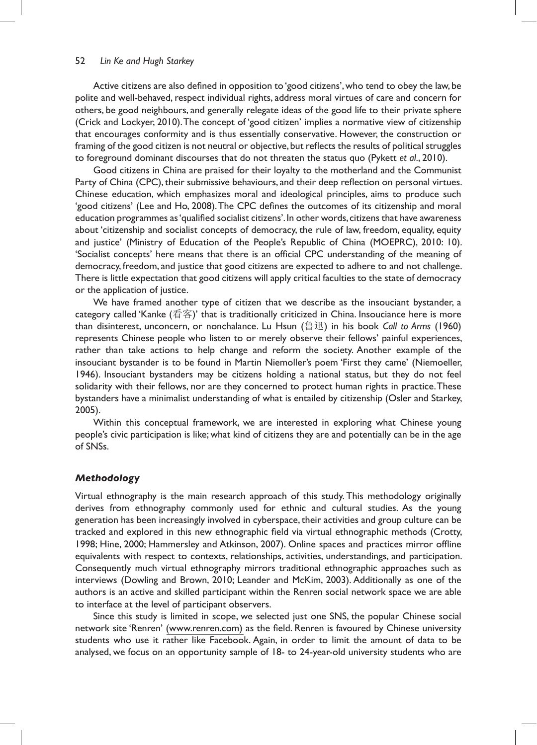Active citizens are also defined in opposition to 'good citizens', who tend to obey the law, be polite and well-behaved, respect individual rights, address moral virtues of care and concern for others, be good neighbours, and generally relegate ideas of the good life to their private sphere (Crick and Lockyer, 2010). The concept of 'good citizen' implies a normative view of citizenship that encourages conformity and is thus essentially conservative. However, the construction or framing of the good citizen is not neutral or objective, but reflects the results of political struggles to foreground dominant discourses that do not threaten the status quo (Pykett *et al*., 2010).

Good citizens in China are praised for their loyalty to the motherland and the Communist Party of China (CPC), their submissive behaviours, and their deep reflection on personal virtues. Chinese education, which emphasizes moral and ideological principles, aims to produce such 'good citizens' (Lee and Ho, 2008). The CPC defines the outcomes of its citizenship and moral education programmes as 'qualified socialist citizens'. In other words, citizens that have awareness about 'citizenship and socialist concepts of democracy, the rule of law, freedom, equality, equity and justice' (Ministry of Education of the People's Republic of China (MOEPRC), 2010: 10). 'Socialist concepts' here means that there is an official CPC understanding of the meaning of democracy, freedom, and justice that good citizens are expected to adhere to and not challenge. There is little expectation that good citizens will apply critical faculties to the state of democracy or the application of justice.

We have framed another type of citizen that we describe as the insouciant bystander, a category called 'Kanke (看客)' that is traditionally criticized in China. Insouciance here is more than disinterest, unconcern, or nonchalance. Lu Hsun (鲁迅) in his book *Call to Arms* (1960) represents Chinese people who listen to or merely observe their fellows' painful experiences, rather than take actions to help change and reform the society. Another example of the insouciant bystander is to be found in Martin Niemoller's poem 'First they came' (Niemoeller, 1946). Insouciant bystanders may be citizens holding a national status, but they do not feel solidarity with their fellows, nor are they concerned to protect human rights in practice. These bystanders have a minimalist understanding of what is entailed by citizenship (Osler and Starkey, 2005).

Within this conceptual framework, we are interested in exploring what Chinese young people's civic participation is like; what kind of citizens they are and potentially can be in the age of SNSs.

### *Methodology*

Virtual ethnography is the main research approach of this study. This methodology originally derives from ethnography commonly used for ethnic and cultural studies. As the young generation has been increasingly involved in cyberspace, their activities and group culture can be tracked and explored in this new ethnographic field via virtual ethnographic methods (Crotty, 1998; Hine, 2000; Hammersley and Atkinson, 2007). Online spaces and practices mirror offline equivalents with respect to contexts, relationships, activities, understandings, and participation. Consequently much virtual ethnography mirrors traditional ethnographic approaches such as interviews (Dowling and Brown, 2010; Leander and McKim, 2003). Additionally as one of the authors is an active and skilled participant within the Renren social network space we are able to interface at the level of participant observers.

Since this study is limited in scope, we selected just one SNS, the popular Chinese social network site 'Renren' (www.renren.com) as the field. Renren is favoured by Chinese university students who use it rather like Facebook. Again, in order to limit the amount of data to be analysed, we focus on an opportunity sample of 18- to 24-year-old university students who are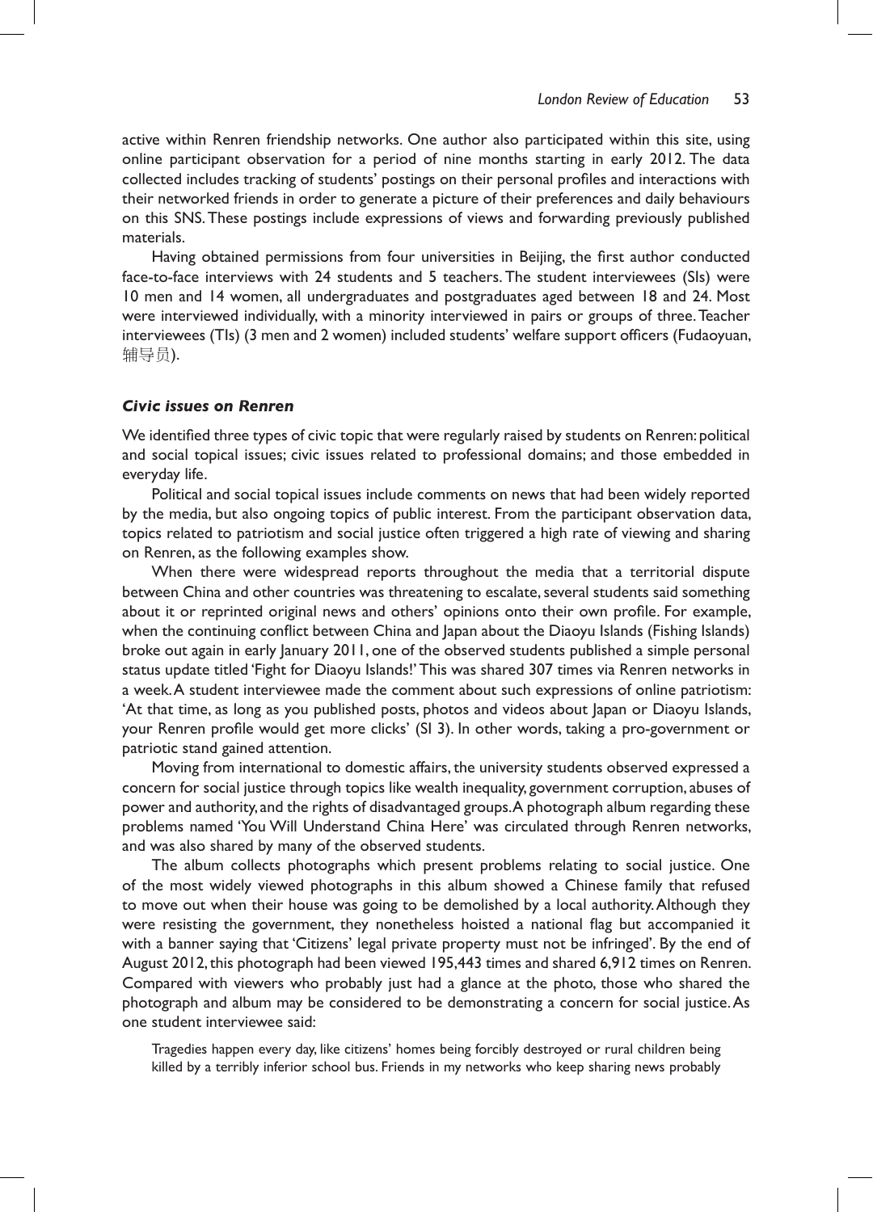active within Renren friendship networks. One author also participated within this site, using online participant observation for a period of nine months starting in early 2012. The data collected includes tracking of students' postings on their personal profiles and interactions with their networked friends in order to generate a picture of their preferences and daily behaviours on this SNS. These postings include expressions of views and forwarding previously published materials.

Having obtained permissions from four universities in Beijing, the first author conducted face-to-face interviews with 24 students and 5 teachers. The student interviewees (SIs) were 10 men and 14 women, all undergraduates and postgraduates aged between 18 and 24. Most were interviewed individually, with a minority interviewed in pairs or groups of three. Teacher interviewees (TIs) (3 men and 2 women) included students' welfare support officers (Fudaoyuan, 辅导员).

### *Civic issues on Renren*

We identified three types of civic topic that were regularly raised by students on Renren: political and social topical issues; civic issues related to professional domains; and those embedded in everyday life.

Political and social topical issues include comments on news that had been widely reported by the media, but also ongoing topics of public interest. From the participant observation data, topics related to patriotism and social justice often triggered a high rate of viewing and sharing on Renren, as the following examples show.

When there were widespread reports throughout the media that a territorial dispute between China and other countries was threatening to escalate, several students said something about it or reprinted original news and others' opinions onto their own profile. For example, when the continuing conflict between China and Japan about the Diaoyu Islands (Fishing Islands) broke out again in early January 2011, one of the observed students published a simple personal status update titled 'Fight for Diaoyu Islands!' This was shared 307 times via Renren networks in a week. A student interviewee made the comment about such expressions of online patriotism: 'At that time, as long as you published posts, photos and videos about Japan or Diaoyu Islands, your Renren profile would get more clicks' (SI 3). In other words, taking a pro-government or patriotic stand gained attention.

Moving from international to domestic affairs, the university students observed expressed a concern for social justice through topics like wealth inequality, government corruption, abuses of power and authority, and the rights of disadvantaged groups. A photograph album regarding these problems named 'You Will Understand China Here' was circulated through Renren networks, and was also shared by many of the observed students.

The album collects photographs which present problems relating to social justice. One of the most widely viewed photographs in this album showed a Chinese family that refused to move out when their house was going to be demolished by a local authority. Although they were resisting the government, they nonetheless hoisted a national flag but accompanied it with a banner saying that 'Citizens' legal private property must not be infringed'. By the end of August 2012, this photograph had been viewed 195,443 times and shared 6,912 times on Renren. Compared with viewers who probably just had a glance at the photo, those who shared the photograph and album may be considered to be demonstrating a concern for social justice. As one student interviewee said:

> Tragedies happen every day, like citizens' homes being forcibly destroyed or rural children being killed by a terribly inferior school bus. Friends in my networks who keep sharing news probably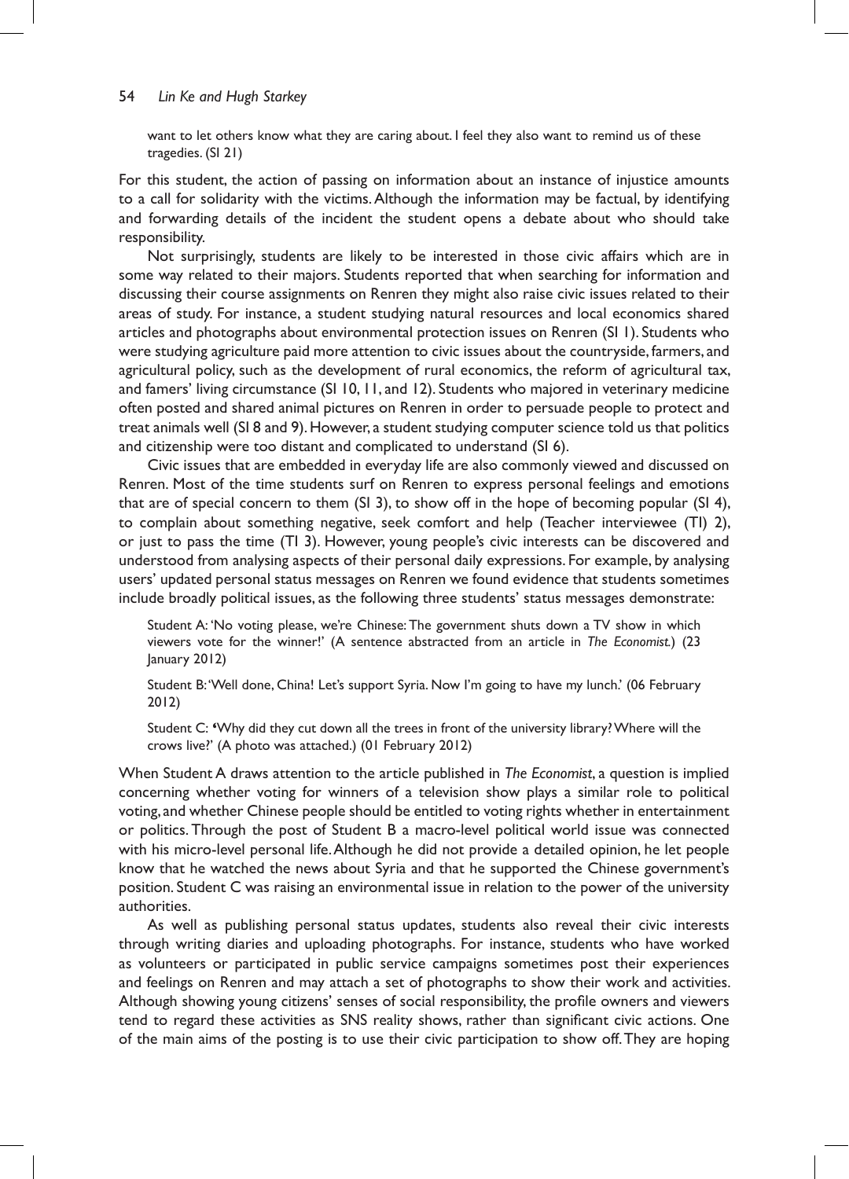want to let others know what they are caring about. I feel they also want to remind us of these tragedies. (SI 21)

For this student, the action of passing on information about an instance of injustice amounts to a call for solidarity with the victims. Although the information may be factual, by identifying and forwarding details of the incident the student opens a debate about who should take responsibility.

Not surprisingly, students are likely to be interested in those civic affairs which are in some way related to their majors. Students reported that when searching for information and discussing their course assignments on Renren they might also raise civic issues related to their areas of study. For instance, a student studying natural resources and local economics shared articles and photographs about environmental protection issues on Renren (SI 1). Students who were studying agriculture paid more attention to civic issues about the countryside, farmers, and agricultural policy, such as the development of rural economics, the reform of agricultural tax, and famers' living circumstance (SI 10, 11, and 12). Students who majored in veterinary medicine often posted and shared animal pictures on Renren in order to persuade people to protect and treat animals well (SI 8 and 9). However, a student studying computer science told us that politics and citizenship were too distant and complicated to understand (SI 6).

Civic issues that are embedded in everyday life are also commonly viewed and discussed on Renren. Most of the time students surf on Renren to express personal feelings and emotions that are of special concern to them (SI 3), to show off in the hope of becoming popular (SI 4), to complain about something negative, seek comfort and help (Teacher interviewee (TI) 2), or just to pass the time (TI 3). However, young people's civic interests can be discovered and understood from analysing aspects of their personal daily expressions. For example, by analysing users' updated personal status messages on Renren we found evidence that students sometimes include broadly political issues, as the following three students' status messages demonstrate:

> Student A: 'No voting please, we're Chinese: The government shuts down a TV show in which viewers vote for the winner!' (A sentence abstracted from an article in *The Economist.*) (23 January 2012)
>
> Student B: 'Well done, China! Let's support Syria. Now I'm going to have my lunch.' (06 February 2012)
>
> Student C: 'Why did they cut down all the trees in front of the university library? Where will the crows live?' (A photo was attached.) (01 February 2012)

When Student A draws attention to the article published in *The Economist*, a question is implied concerning whether voting for winners of a television show plays a similar role to political voting, and whether Chinese people should be entitled to voting rights whether in entertainment or politics. Through the post of Student B a macro-level political world issue was connected with his micro-level personal life. Although he did not provide a detailed opinion, he let people know that he watched the news about Syria and that he supported the Chinese government's position. Student C was raising an environmental issue in relation to the power of the university authorities.

As well as publishing personal status updates, students also reveal their civic interests through writing diaries and uploading photographs. For instance, students who have worked as volunteers or participated in public service campaigns sometimes post their experiences and feelings on Renren and may attach a set of photographs to show their work and activities. Although showing young citizens' senses of social responsibility, the profile owners and viewers tend to regard these activities as SNS reality shows, rather than significant civic actions. One of the main aims of the posting is to use their civic participation to show off. They are hoping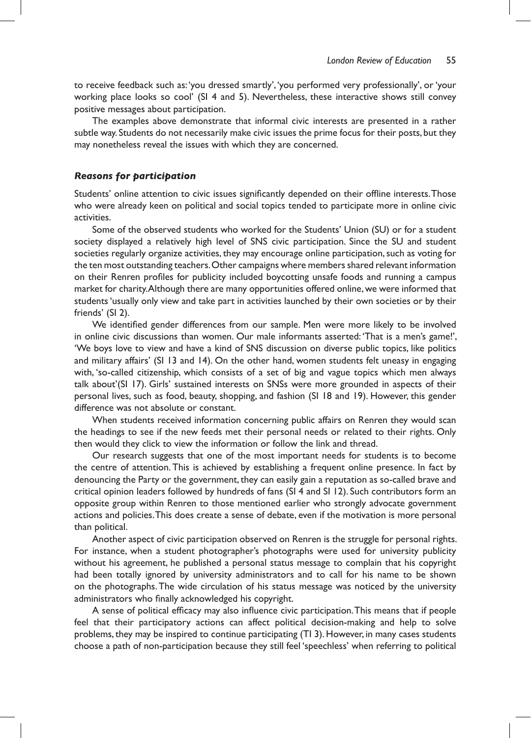to receive feedback such as: 'you dressed smartly', 'you performed very professionally', or 'your working place looks so cool' (SI 4 and 5). Nevertheless, these interactive shows still convey positive messages about participation.

The examples above demonstrate that informal civic interests are presented in a rather subtle way. Students do not necessarily make civic issues the prime focus for their posts, but they may nonetheless reveal the issues with which they are concerned.

### *Reasons for participation*

Students' online attention to civic issues significantly depended on their offline interests. Those who were already keen on political and social topics tended to participate more in online civic activities.

Some of the observed students who worked for the Students' Union (SU) or for a student society displayed a relatively high level of SNS civic participation. Since the SU and student societies regularly organize activities, they may encourage online participation, such as voting for the ten most outstanding teachers. Other campaigns where members shared relevant information on their Renren profiles for publicity included boycotting unsafe foods and running a campus market for charity. Although there are many opportunities offered online, we were informed that students 'usually only view and take part in activities launched by their own societies or by their friends' (SI 2).

We identified gender differences from our sample. Men were more likely to be involved in online civic discussions than women. Our male informants asserted: 'That is a men's game!', 'We boys love to view and have a kind of SNS discussion on diverse public topics, like politics and military affairs' (SI 13 and 14). On the other hand, women students felt uneasy in engaging with, 'so-called citizenship, which consists of a set of big and vague topics which men always talk about'(SI 17). Girls' sustained interests on SNSs were more grounded in aspects of their personal lives, such as food, beauty, shopping, and fashion (SI 18 and 19). However, this gender difference was not absolute or constant.

When students received information concerning public affairs on Renren they would scan the headings to see if the new feeds met their personal needs or related to their rights. Only then would they click to view the information or follow the link and thread.

Our research suggests that one of the most important needs for students is to become the centre of attention. This is achieved by establishing a frequent online presence. In fact by denouncing the Party or the government, they can easily gain a reputation as so-called brave and critical opinion leaders followed by hundreds of fans (SI 4 and SI 12). Such contributors form an opposite group within Renren to those mentioned earlier who strongly advocate government actions and policies. This does create a sense of debate, even if the motivation is more personal than political.

Another aspect of civic participation observed on Renren is the struggle for personal rights. For instance, when a student photographer's photographs were used for university publicity without his agreement, he published a personal status message to complain that his copyright had been totally ignored by university administrators and to call for his name to be shown on the photographs. The wide circulation of his status message was noticed by the university administrators who finally acknowledged his copyright.

A sense of political efficacy may also influence civic participation. This means that if people feel that their participatory actions can affect political decision-making and help to solve problems, they may be inspired to continue participating (TI 3). However, in many cases students choose a path of non-participation because they still feel 'speechless' when referring to political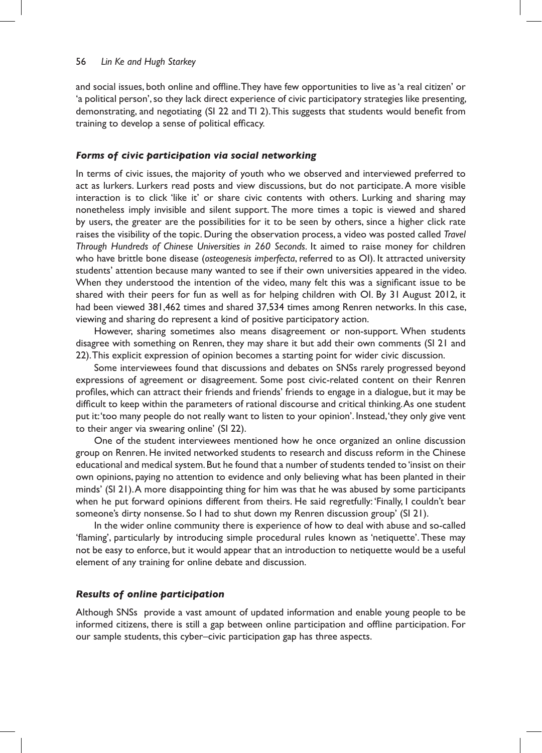and social issues, both online and offline. They have few opportunities to live as 'a real citizen' or 'a political person', so they lack direct experience of civic participatory strategies like presenting, demonstrating, and negotiating (SI 22 and TI 2). This suggests that students would benefit from training to develop a sense of political efficacy.

### *Forms of civic participation via social networking*

In terms of civic issues, the majority of youth who we observed and interviewed preferred to act as lurkers. Lurkers read posts and view discussions, but do not participate. A more visible interaction is to click 'like it' or share civic contents with others. Lurking and sharing may nonetheless imply invisible and silent support. The more times a topic is viewed and shared by users, the greater are the possibilities for it to be seen by others, since a higher click rate raises the visibility of the topic. During the observation process, a video was posted called *Travel Through Hundreds of Chinese Universities in 260 Seconds*. It aimed to raise money for children who have brittle bone disease (*osteogenesis imperfecta*, referred to as OI). It attracted university students' attention because many wanted to see if their own universities appeared in the video. When they understood the intention of the video, many felt this was a significant issue to be shared with their peers for fun as well as for helping children with OI. By 31 August 2012, it had been viewed 381,462 times and shared 37,534 times among Renren networks. In this case, viewing and sharing do represent a kind of positive participatory action.

However, sharing sometimes also means disagreement or non-support. When students disagree with something on Renren, they may share it but add their own comments (SI 21 and 22). This explicit expression of opinion becomes a starting point for wider civic discussion.

Some interviewees found that discussions and debates on SNSs rarely progressed beyond expressions of agreement or disagreement. Some post civic-related content on their Renren profiles, which can attract their friends and friends' friends to engage in a dialogue, but it may be difficult to keep within the parameters of rational discourse and critical thinking. As one student put it: 'too many people do not really want to listen to your opinion'. Instead, 'they only give vent to their anger via swearing online' (SI 22).

One of the student interviewees mentioned how he once organized an online discussion group on Renren. He invited networked students to research and discuss reform in the Chinese educational and medical system. But he found that a number of students tended to 'insist on their own opinions, paying no attention to evidence and only believing what has been planted in their minds' (SI 21). A more disappointing thing for him was that he was abused by some participants when he put forward opinions different from theirs. He said regretfully: 'Finally, I couldn't bear someone's dirty nonsense. So I had to shut down my Renren discussion group' (SI 21).

In the wider online community there is experience of how to deal with abuse and so-called 'flaming', particularly by introducing simple procedural rules known as 'netiquette'. These may not be easy to enforce, but it would appear that an introduction to netiquette would be a useful element of any training for online debate and discussion.

### *Results of online participation*

Although SNSs provide a vast amount of updated information and enable young people to be informed citizens, there is still a gap between online participation and offline participation. For our sample students, this cyber–civic participation gap has three aspects.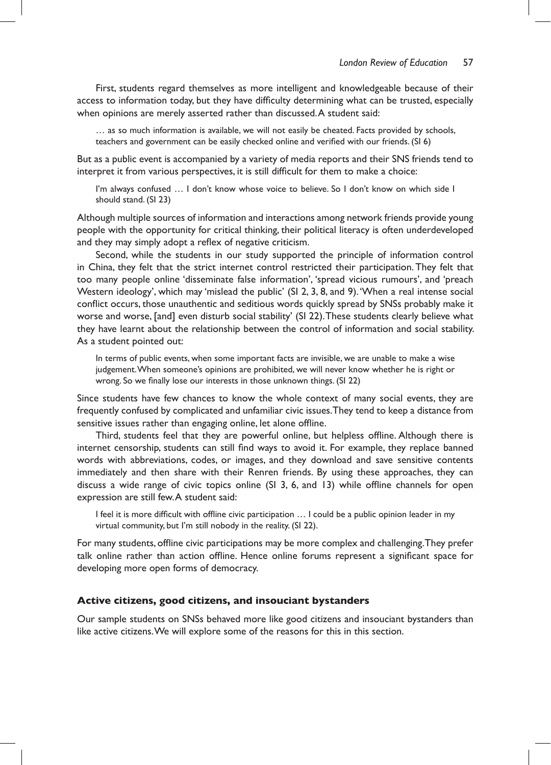First, students regard themselves as more intelligent and knowledgeable because of their access to information today, but they have difficulty determining what can be trusted, especially when opinions are merely asserted rather than discussed. A student said:

> … as so much information is available, we will not easily be cheated. Facts provided by schools, teachers and government can be easily checked online and verified with our friends. (SI 6)

But as a public event is accompanied by a variety of media reports and their SNS friends tend to interpret it from various perspectives, it is still difficult for them to make a choice:

> I'm always confused … I don't know whose voice to believe. So I don't know on which side I should stand. (SI 23)

Although multiple sources of information and interactions among network friends provide young people with the opportunity for critical thinking, their political literacy is often underdeveloped and they may simply adopt a reflex of negative criticism.

Second, while the students in our study supported the principle of information control in China, they felt that the strict internet control restricted their participation. They felt that too many people online 'disseminate false information', 'spread vicious rumours', and 'preach Western ideology', which may 'mislead the public' (SI 2, 3, 8, and 9). 'When a real intense social conflict occurs, those unauthentic and seditious words quickly spread by SNSs probably make it worse and worse, [and] even disturb social stability' (SI 22). These students clearly believe what they have learnt about the relationship between the control of information and social stability. As a student pointed out:

> In terms of public events, when some important facts are invisible, we are unable to make a wise judgement. When someone's opinions are prohibited, we will never know whether he is right or wrong. So we finally lose our interests in those unknown things. (SI 22)

Since students have few chances to know the whole context of many social events, they are frequently confused by complicated and unfamiliar civic issues. They tend to keep a distance from sensitive issues rather than engaging online, let alone offline.

Third, students feel that they are powerful online, but helpless offline. Although there is internet censorship, students can still find ways to avoid it. For example, they replace banned words with abbreviations, codes, or images, and they download and save sensitive contents immediately and then share with their Renren friends. By using these approaches, they can discuss a wide range of civic topics online (SI 3, 6, and 13) while offline channels for open expression are still few. A student said:

> I feel it is more difficult with offline civic participation … I could be a public opinion leader in my virtual community, but I'm still nobody in the reality. (SI 22).

For many students, offline civic participations may be more complex and challenging. They prefer talk online rather than action offline. Hence online forums represent a significant space for developing more open forms of democracy.

### Active citizens, good citizens, and insouciant bystanders

Our sample students on SNSs behaved more like good citizens and insouciant bystanders than like active citizens. We will explore some of the reasons for this in this section.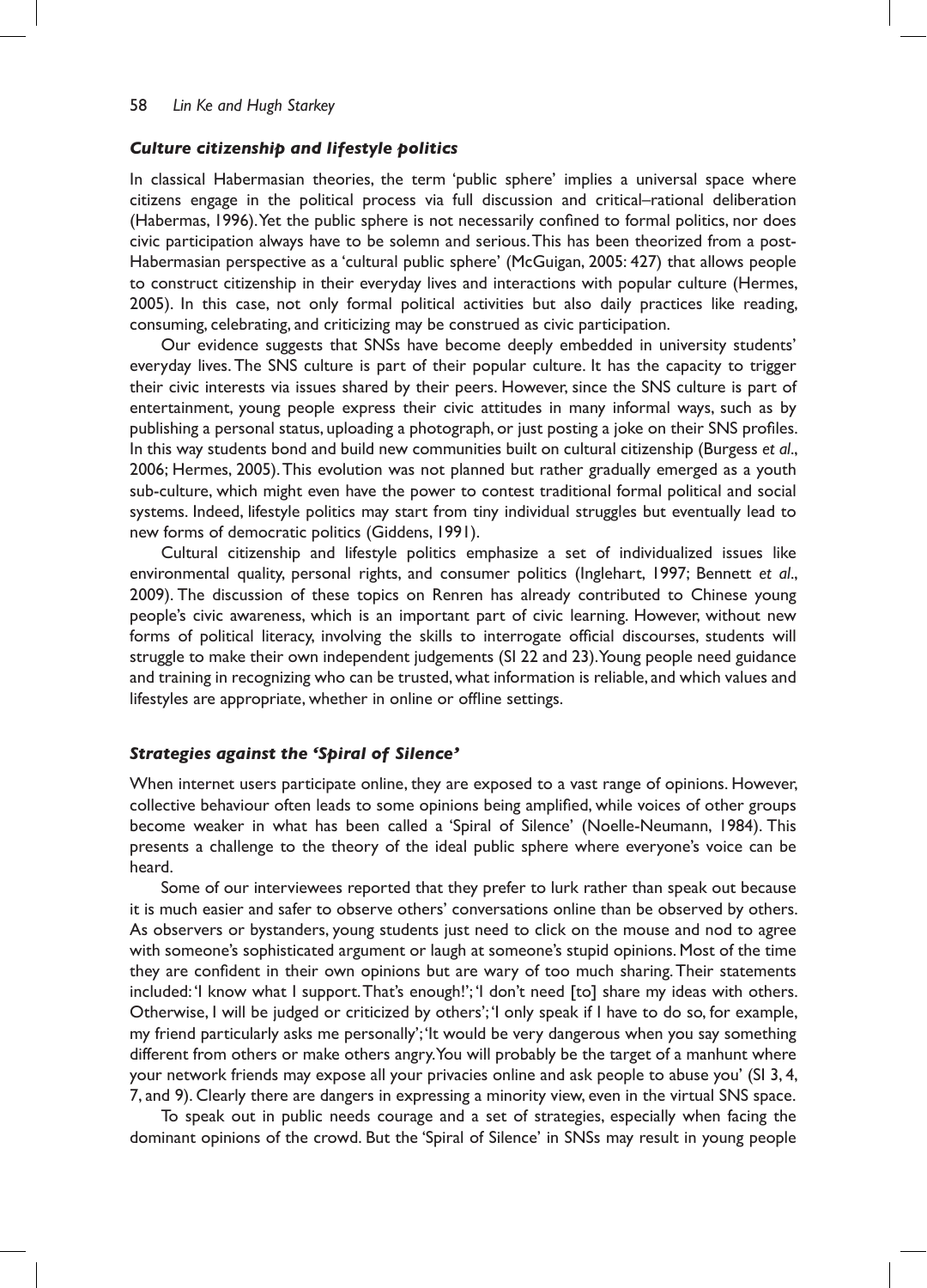### *Culture citizenship and lifestyle politics*

In classical Habermasian theories, the term 'public sphere' implies a universal space where citizens engage in the political process via full discussion and critical–rational deliberation (Habermas, 1996). Yet the public sphere is not necessarily confined to formal politics, nor does civic participation always have to be solemn and serious. This has been theorized from a post-Habermasian perspective as a 'cultural public sphere' (McGuigan, 2005: 427) that allows people to construct citizenship in their everyday lives and interactions with popular culture (Hermes, 2005). In this case, not only formal political activities but also daily practices like reading, consuming, celebrating, and criticizing may be construed as civic participation.

Our evidence suggests that SNSs have become deeply embedded in university students' everyday lives. The SNS culture is part of their popular culture. It has the capacity to trigger their civic interests via issues shared by their peers. However, since the SNS culture is part of entertainment, young people express their civic attitudes in many informal ways, such as by publishing a personal status, uploading a photograph, or just posting a joke on their SNS profiles. In this way students bond and build new communities built on cultural citizenship (Burgess *et al*., 2006; Hermes, 2005). This evolution was not planned but rather gradually emerged as a youth sub-culture, which might even have the power to contest traditional formal political and social systems. Indeed, lifestyle politics may start from tiny individual struggles but eventually lead to new forms of democratic politics (Giddens, 1991).

Cultural citizenship and lifestyle politics emphasize a set of individualized issues like environmental quality, personal rights, and consumer politics (Inglehart, 1997; Bennett *et al*., 2009). The discussion of these topics on Renren has already contributed to Chinese young people's civic awareness, which is an important part of civic learning. However, without new forms of political literacy, involving the skills to interrogate official discourses, students will struggle to make their own independent judgements (SI 22 and 23). Young people need guidance and training in recognizing who can be trusted, what information is reliable, and which values and lifestyles are appropriate, whether in online or offline settings.

### *Strategies against the 'Spiral of Silence'*

When internet users participate online, they are exposed to a vast range of opinions. However, collective behaviour often leads to some opinions being amplified, while voices of other groups become weaker in what has been called a 'Spiral of Silence' (Noelle-Neumann, 1984). This presents a challenge to the theory of the ideal public sphere where everyone's voice can be heard.

Some of our interviewees reported that they prefer to lurk rather than speak out because it is much easier and safer to observe others' conversations online than be observed by others. As observers or bystanders, young students just need to click on the mouse and nod to agree with someone's sophisticated argument or laugh at someone's stupid opinions. Most of the time they are confident in their own opinions but are wary of too much sharing. Their statements included: 'I know what I support. That's enough!'; 'I don't need [to] share my ideas with others. Otherwise, I will be judged or criticized by others'; 'I only speak if I have to do so, for example, my friend particularly asks me personally'; 'It would be very dangerous when you say something different from others or make others angry. You will probably be the target of a manhunt where your network friends may expose all your privacies online and ask people to abuse you' (SI 3, 4, 7, and 9). Clearly there are dangers in expressing a minority view, even in the virtual SNS space.

To speak out in public needs courage and a set of strategies, especially when facing the dominant opinions of the crowd. But the 'Spiral of Silence' in SNSs may result in young people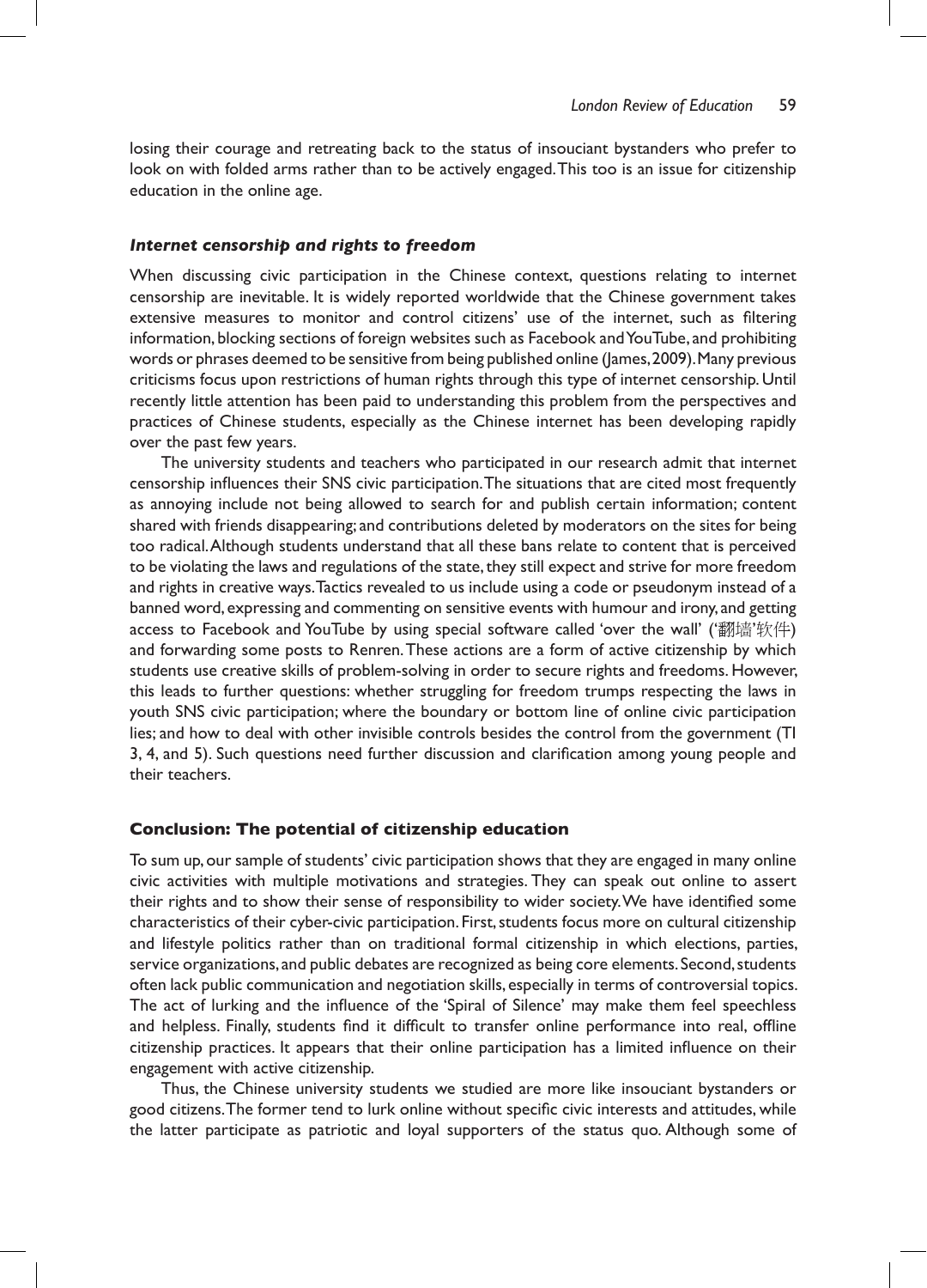losing their courage and retreating back to the status of insouciant bystanders who prefer to look on with folded arms rather than to be actively engaged. This too is an issue for citizenship education in the online age.

### *Internet censorship and rights to freedom*

When discussing civic participation in the Chinese context, questions relating to internet censorship are inevitable. It is widely reported worldwide that the Chinese government takes extensive measures to monitor and control citizens' use of the internet, such as filtering information, blocking sections of foreign websites such as Facebook and YouTube, and prohibiting words or phrases deemed to be sensitive from being published online (James, 2009). Many previous criticisms focus upon restrictions of human rights through this type of internet censorship. Until recently little attention has been paid to understanding this problem from the perspectives and practices of Chinese students, especially as the Chinese internet has been developing rapidly over the past few years.

The university students and teachers who participated in our research admit that internet censorship influences their SNS civic participation. The situations that are cited most frequently as annoying include not being allowed to search for and publish certain information; content shared with friends disappearing; and contributions deleted by moderators on the sites for being too radical. Although students understand that all these bans relate to content that is perceived to be violating the laws and regulations of the state, they still expect and strive for more freedom and rights in creative ways. Tactics revealed to us include using a code or pseudonym instead of a banned word, expressing and commenting on sensitive events with humour and irony, and getting access to Facebook and YouTube by using special software called 'over the wall' ('翻墙'软件) and forwarding some posts to Renren. These actions are a form of active citizenship by which students use creative skills of problem-solving in order to secure rights and freedoms. However, this leads to further questions: whether struggling for freedom trumps respecting the laws in youth SNS civic participation; where the boundary or bottom line of online civic participation lies; and how to deal with other invisible controls besides the control from the government (TI 3, 4, and 5). Such questions need further discussion and clarification among young people and their teachers.

## Conclusion: The potential of citizenship education

To sum up, our sample of students' civic participation shows that they are engaged in many online civic activities with multiple motivations and strategies. They can speak out online to assert their rights and to show their sense of responsibility to wider society. We have identified some characteristics of their cyber-civic participation. First, students focus more on cultural citizenship and lifestyle politics rather than on traditional formal citizenship in which elections, parties, service organizations, and public debates are recognized as being core elements. Second, students often lack public communication and negotiation skills, especially in terms of controversial topics. The act of lurking and the influence of the 'Spiral of Silence' may make them feel speechless and helpless. Finally, students find it difficult to transfer online performance into real, offline citizenship practices. It appears that their online participation has a limited influence on their engagement with active citizenship.

Thus, the Chinese university students we studied are more like insouciant bystanders or good citizens. The former tend to lurk online without specific civic interests and attitudes, while the latter participate as patriotic and loyal supporters of the status quo. Although some of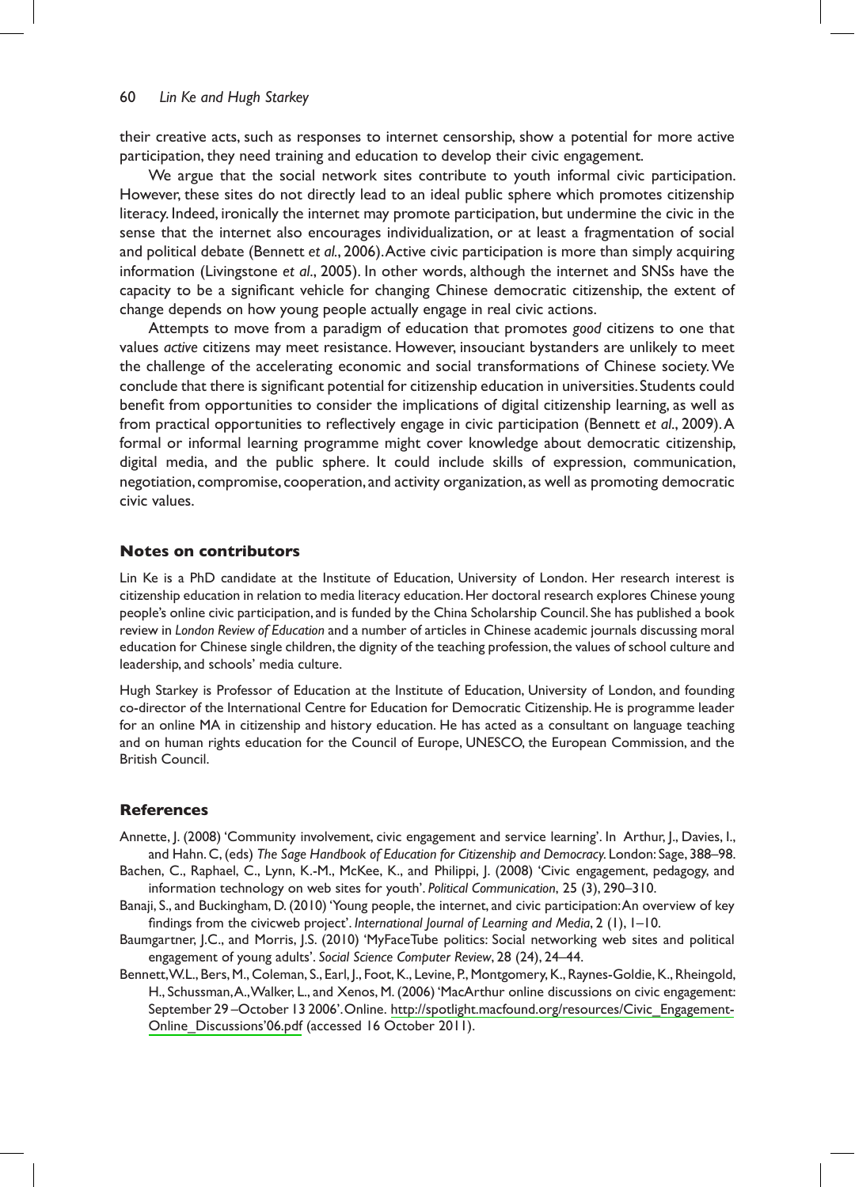their creative acts, such as responses to internet censorship, show a potential for more active participation, they need training and education to develop their civic engagement.

We argue that the social network sites contribute to youth informal civic participation. However, these sites do not directly lead to an ideal public sphere which promotes citizenship literacy. Indeed, ironically the internet may promote participation, but undermine the civic in the sense that the internet also encourages individualization, or at least a fragmentation of social and political debate (Bennett *et al.*, 2006). Active civic participation is more than simply acquiring information (Livingstone *et al*., 2005). In other words, although the internet and SNSs have the capacity to be a significant vehicle for changing Chinese democratic citizenship, the extent of change depends on how young people actually engage in real civic actions.

Attempts to move from a paradigm of education that promotes *good* citizens to one that values *active* citizens may meet resistance. However, insouciant bystanders are unlikely to meet the challenge of the accelerating economic and social transformations of Chinese society. We conclude that there is significant potential for citizenship education in universities. Students could benefit from opportunities to consider the implications of digital citizenship learning, as well as from practical opportunities to reflectively engage in civic participation (Bennett *et al*., 2009). A formal or informal learning programme might cover knowledge about democratic citizenship, digital media, and the public sphere. It could include skills of expression, communication, negotiation, compromise, cooperation, and activity organization, as well as promoting democratic civic values.

## Notes on contributors

Lin Ke is a PhD candidate at the Institute of Education, University of London. Her research interest is citizenship education in relation to media literacy education. Her doctoral research explores Chinese young people's online civic participation, and is funded by the China Scholarship Council. She has published a book review in *London Review of Education* and a number of articles in Chinese academic journals discussing moral education for Chinese single children, the dignity of the teaching profession, the values of school culture and leadership, and schools' media culture.

Hugh Starkey is Professor of Education at the Institute of Education, University of London, and founding co-director of the International Centre for Education for Democratic Citizenship. He is programme leader for an online MA in citizenship and history education. He has acted as a consultant on language teaching and on human rights education for the Council of Europe, UNESCO, the European Commission, and the British Council.

## References

Annette, J. (2008) 'Community involvement, civic engagement and service learning'. In Arthur, J., Davies, I., and Hahn. C, (eds) *The Sage Handbook of Education for Citizenship and Democracy*. London: Sage, 388–98.

Bachen, C., Raphael, C., Lynn, K.-M., McKee, K., and Philippi, J. (2008) 'Civic engagement, pedagogy, and information technology on web sites for youth'. *Political Communication*, 25 (3), 290–310.

Banaji, S., and Buckingham, D. (2010) 'Young people, the internet, and civic participation: An overview of key findings from the civicweb project'. *International Journal of Learning and Media*, 2 (1), 1–10.

Baumgartner, J.C., and Morris, J.S. (2010) 'MyFaceTube politics: Social networking web sites and political engagement of young adults'. *Social Science Computer Review*, 28 (24), 24–44.

Bennett, W.L., Bers, M., Coleman, S., Earl, J., Foot, K., Levine, P., Montgomery, K., Raynes-Goldie, K., Rheingold, H., Schussman, A., Walker, L., and Xenos, M. (2006) 'MacArthur online discussions on civic engagement: September 29 –October 13 2006'. Online. http://spotlight.macfound.org/resources/Civic_Engagement-Online_Discussions'06.pdf (accessed 16 October 2011).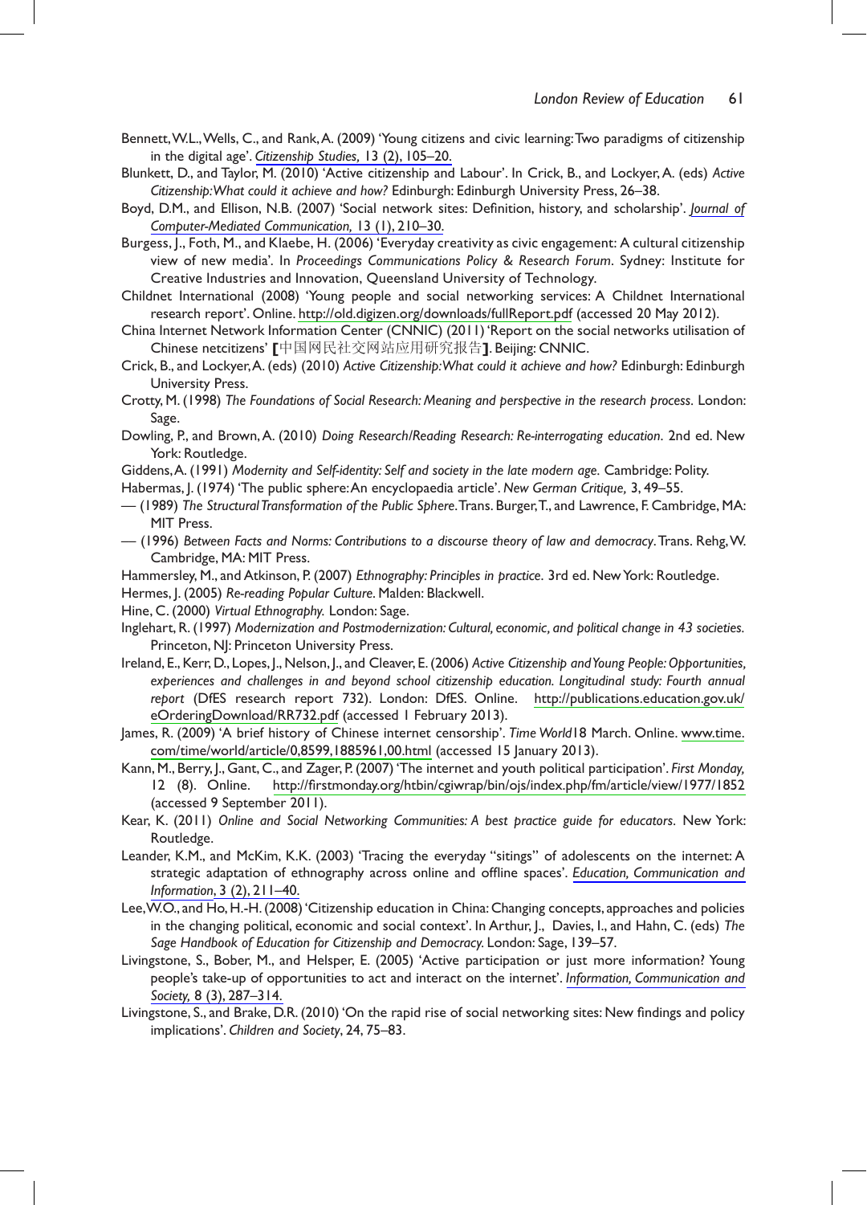Bennett, W.L., Wells, C., and Rank, A. (2009) 'Young citizens and civic learning: Two paradigms of citizenship in the digital age'. *Citizenship Studies*, 13 (2), 105–20.

Blunkett, D., and Taylor, M. (2010) 'Active citizenship and Labour'. In Crick, B., and Lockyer, A. (eds) *Active Citizenship: What could it achieve and how?* Edinburgh: Edinburgh University Press, 26–38.

Boyd, D.M., and Ellison, N.B. (2007) 'Social network sites: Definition, history, and scholarship'. *Journal of Computer-Mediated Communication*, 13 (1), 210–30.

Burgess, J., Foth, M., and Klaebe, H. (2006) 'Everyday creativity as civic engagement: A cultural citizenship view of new media'. In *Proceedings Communications Policy & Research Forum*. Sydney: Institute for Creative Industries and Innovation, Queensland University of Technology.

Childnet International (2008) 'Young people and social networking services: A Childnet International research report'. Online. http://old.digizen.org/downloads/fullReport.pdf (accessed 20 May 2012).

China Internet Network Information Center (CNNIC) (2011) 'Report on the social networks utilisation of Chinese netcitizens' [中国网民社交网站应用研究报告]. Beijing: CNNIC.

Crick, B., and Lockyer, A. (eds) (2010) *Active Citizenship: What could it achieve and how?* Edinburgh: Edinburgh University Press.

Crotty, M. (1998) *The Foundations of Social Research: Meaning and perspective in the research process*. London: Sage.

Dowling, P., and Brown, A. (2010) *Doing Research/Reading Research: Re-interrogating education*. 2nd ed. New York: Routledge.

Giddens, A. (1991) *Modernity and Self-identity: Self and society in the late modern age*. Cambridge: Polity.

Habermas, J. (1974) 'The public sphere: An encyclopaedia article'. *New German Critique*, 3, 49–55.

— (1989) *The Structural Transformation of the Public Sphere*. Trans. Burger, T., and Lawrence, F. Cambridge, MA: MIT Press.

— (1996) *Between Facts and Norms: Contributions to a discourse theory of law and democracy*. Trans. Rehg, W. Cambridge, MA: MIT Press.

Hammersley, M., and Atkinson, P. (2007) *Ethnography: Principles in practice*. 3rd ed. New York: Routledge.

Hermes, J. (2005) *Re-reading Popular Culture*. Malden: Blackwell.

Hine, C. (2000) *Virtual Ethnography*. London: Sage.

Inglehart, R. (1997) *Modernization and Postmodernization: Cultural, economic, and political change in 43 societies*. Princeton, NJ: Princeton University Press.

Ireland, E., Kerr, D., Lopes, J., Nelson, J., and Cleaver, E. (2006) *Active Citizenship and Young People: Opportunities, experiences and challenges in and beyond school citizenship education. Longitudinal study: Fourth annual report* (DfES research report 732). London: DfES. Online. http://publications.education.gov.uk/eOrderingDownload/RR732.pdf (accessed 1 February 2013).

James, R. (2009) 'A brief history of Chinese internet censorship'. *Time World* 18 March. Online. www.time.com/time/world/article/0,8599,1885961,00.html (accessed 15 January 2013).

Kann, M., Berry, J., Gant, C., and Zager, P. (2007) 'The internet and youth political participation'. *First Monday*, 12 (8). Online. http://firstmonday.org/htbin/cgiwrap/bin/ojs/index.php/fm/article/view/1977/1852 (accessed 9 September 2011).

Kear, K. (2011) *Online and Social Networking Communities: A best practice guide for educators*. New York: Routledge.

Leander, K.M., and McKim, K.K. (2003) 'Tracing the everyday "sitings" of adolescents on the internet: A strategic adaptation of ethnography across online and offline spaces'. *Education, Communication and Information*, 3 (2), 211–40.

Lee, W.O., and Ho, H.-H. (2008) 'Citizenship education in China: Changing concepts, approaches and policies in the changing political, economic and social context'. In Arthur, J., Davies, I., and Hahn, C. (eds) *The Sage Handbook of Education for Citizenship and Democracy*. London: Sage, 139–57.

Livingstone, S., Bober, M., and Helsper, E. (2005) 'Active participation or just more information? Young people's take-up of opportunities to act and interact on the internet'. *Information, Communication and Society*, 8 (3), 287–314.

Livingstone, S., and Brake, D.R. (2010) 'On the rapid rise of social networking sites: New findings and policy implications'. *Children and Society*, 24, 75–83.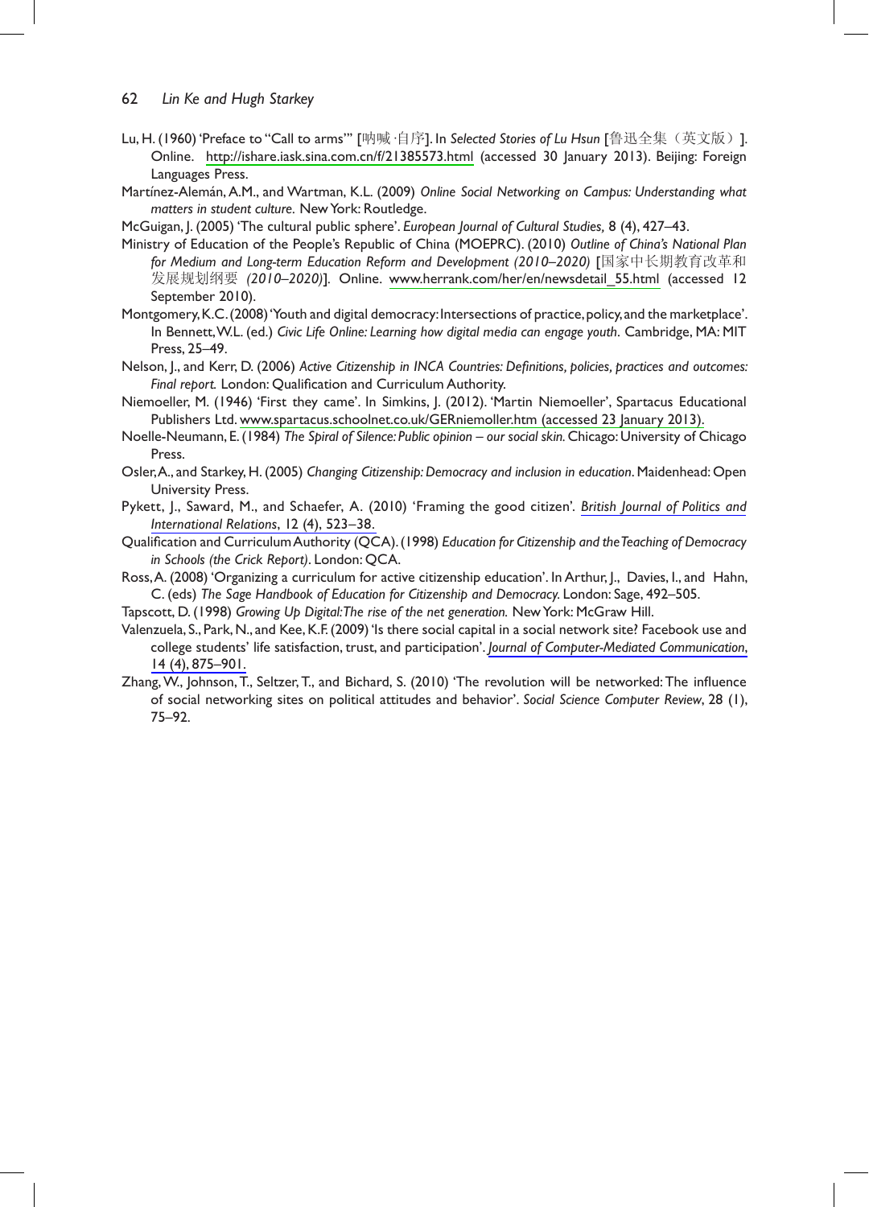Lu, H. (1960) 'Preface to "Call to arms"' [呐喊·自序]. In *Selected Stories of Lu Hsun* [鲁迅全集（英文版）]. Online. http://ishare.iask.sina.com.cn/f/21385573.html (accessed 30 January 2013). Beijing: Foreign Languages Press.

Martínez-Alemán, A.M., and Wartman, K.L. (2009) *Online Social Networking on Campus: Understanding what matters in student culture.* New York: Routledge.

McGuigan, J. (2005) 'The cultural public sphere'. *European Journal of Cultural Studies,* 8 (4), 427–43.

Ministry of Education of the People's Republic of China (MOEPRC). (2010) *Outline of China's National Plan for Medium and Long-term Education Reform and Development (2010–2020)* [国家中长期教育改革和发展规划纲要 *(2010–2020)*]. Online. www.herrank.com/her/en/newsdetail_55.html (accessed 12 September 2010).

Montgomery, K.C. (2008) 'Youth and digital democracy: Intersections of practice, policy, and the marketplace'. In Bennett, W.L. (ed.) *Civic Life Online: Learning how digital media can engage youth*. Cambridge, MA: MIT Press, 25–49.

Nelson, J., and Kerr, D. (2006) *Active Citizenship in INCA Countries: Definitions, policies, practices and outcomes: Final report.* London: Qualification and Curriculum Authority.

Niemoeller, M. (1946) 'First they came'. In Simkins, J. (2012). 'Martin Niemoeller', Spartacus Educational Publishers Ltd. www.spartacus.schoolnet.co.uk/GERniemoller.htm (accessed 23 January 2013).

Noelle-Neumann, E. (1984) *The Spiral of Silence: Public opinion – our social skin.* Chicago: University of Chicago Press.

Osler, A., and Starkey, H. (2005) *Changing Citizenship: Democracy and inclusion in education*. Maidenhead: Open University Press.

Pykett, J., Saward, M., and Schaefer, A. (2010) 'Framing the good citizen'. *British Journal of Politics and International Relations*, 12 (4), 523–38.

Qualification and Curriculum Authority (QCA). (1998) *Education for Citizenship and the Teaching of Democracy in Schools (the Crick Report)*. London: QCA.

Ross, A. (2008) 'Organizing a curriculum for active citizenship education'. In Arthur, J., Davies, I., and Hahn, C. (eds) *The Sage Handbook of Education for Citizenship and Democracy.* London: Sage, 492–505.

Tapscott, D. (1998) *Growing Up Digital: The rise of the net generation.* New York: McGraw Hill.

Valenzuela, S., Park, N., and Kee, K.F. (2009) 'Is there social capital in a social network site? Facebook use and college students' life satisfaction, trust, and participation'. *Journal of Computer-Mediated Communication*, 14 (4), 875–901.

Zhang, W., Johnson, T., Seltzer, T., and Bichard, S. (2010) 'The revolution will be networked: The influence of social networking sites on political attitudes and behavior'. *Social Science Computer Review*, 28 (1), 75–92.